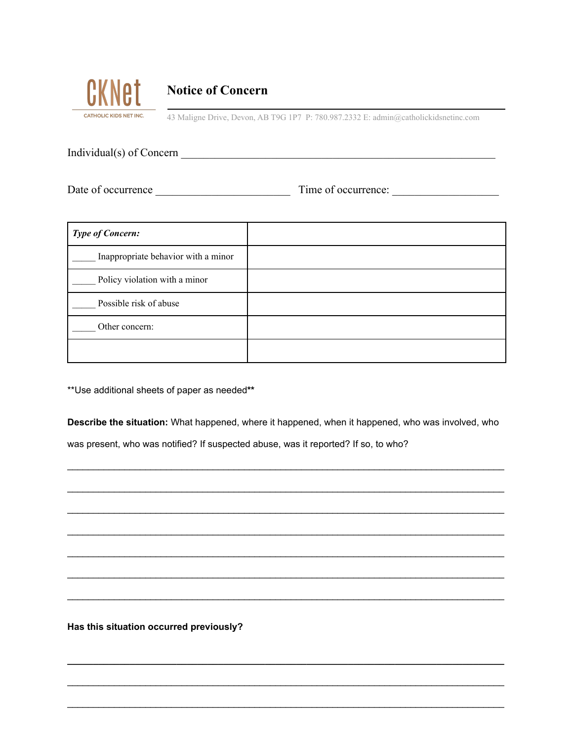CKNet
CATHOLIC KIDS NET INC.

# Notice of Concern

43 Maligne Drive, Devon, AB T9G 1P7 P: 780.987.2332 E: admin@catholickidsnetinc.com

Individual(s) of Concern ___________________________________________________________

Date of occurrence ________________________ Time of occurrence: ___________________

| ***Type of Concern:*** | |
|---|---|
| _____ Inappropriate behavior with a minor | |
| _____ Policy violation with a minor | |
| _____ Possible risk of abuse | |
| _____ Other concern: | |
| | |

**Use additional sheets of paper as needed**

**Describe the situation:** What happened, where it happened, when it happened, who was involved, who was present, who was notified? If suspected abuse, was it reported? If so, to who?

______________________________________________________________________________

______________________________________________________________________________

______________________________________________________________________________

______________________________________________________________________________

______________________________________________________________________________

______________________________________________________________________________

______________________________________________________________________________

**Has this situation occurred previously?**

______________________________________________________________________________

______________________________________________________________________________

______________________________________________________________________________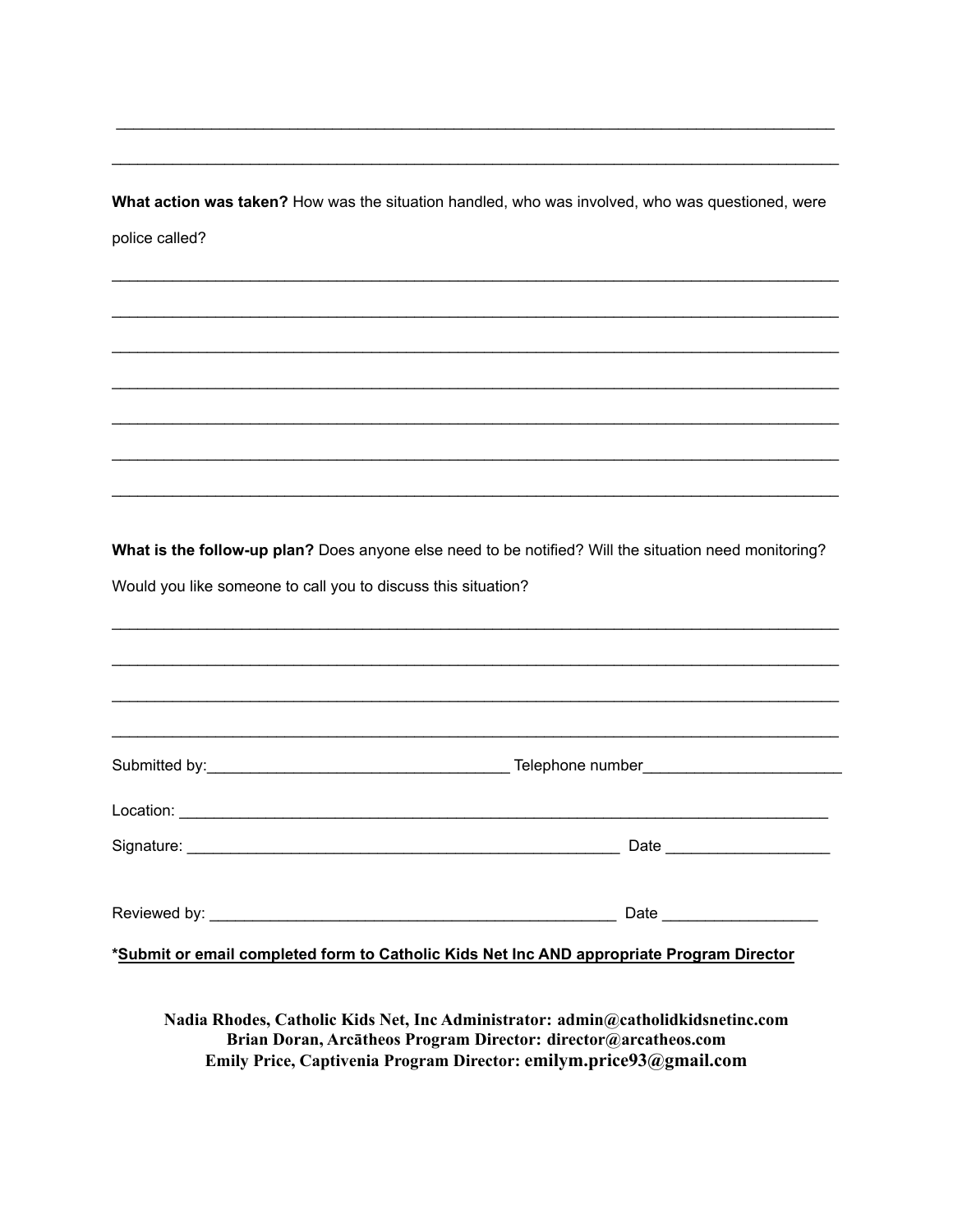______________________________________________________________________________

______________________________________________________________________________

**What action was taken?** How was the situation handled, who was involved, who was questioned, were police called?

______________________________________________________________________________

______________________________________________________________________________

______________________________________________________________________________

______________________________________________________________________________

______________________________________________________________________________

______________________________________________________________________________

______________________________________________________________________________

**What is the follow-up plan?** Does anyone else need to be notified? Will the situation need monitoring? Would you like someone to call you to discuss this situation?

______________________________________________________________________________

______________________________________________________________________________

______________________________________________________________________________

______________________________________________________________________________

Submitted by:___________________________________ Telephone number______________________

Location: ____________________________________________________________________________

Signature: __________________________________________________ Date __________________

Reviewed by: ______________________________________________ Date _________________

***Submit or email completed form to Catholic Kids Net Inc AND appropriate Program Director**

**Nadia Rhodes, Catholic Kids Net, Inc Administrator: admin@catholidkidsnetinc.com**
**Brian Doran, Arcātheos Program Director: director@arcatheos.com**
**Emily Price, Captivenia Program Director: emilym.price93@gmail.com**